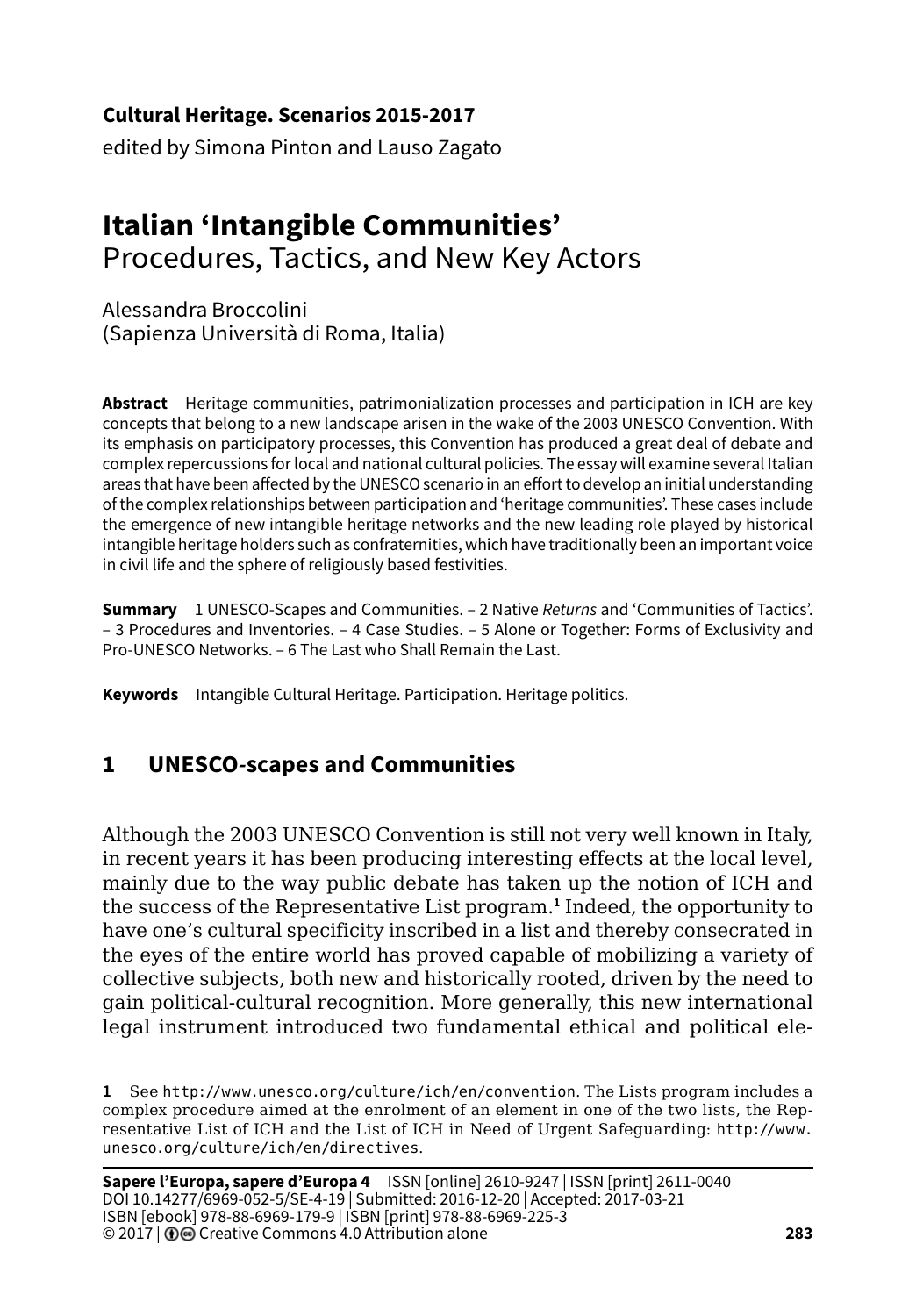**Cultural Heritage. Scenarios 2015-2017**
edited by Simona Pinton and Lauso Zagato

# Italian 'Intangible Communities'
## Procedures, Tactics, and New Key Actors

Alessandra Broccolini
(Sapienza Università di Roma, Italia)

**Abstract** Heritage communities, patrimonialization processes and participation in ICH are key concepts that belong to a new landscape arisen in the wake of the 2003 UNESCO Convention. With its emphasis on participatory processes, this Convention has produced a great deal of debate and complex repercussions for local and national cultural policies. The essay will examine several Italian areas that have been affected by the UNESCO scenario in an effort to develop an initial understanding of the complex relationships between participation and 'heritage communities'. These cases include the emergence of new intangible heritage networks and the new leading role played by historical intangible heritage holders such as confraternities, which have traditionally been an important voice in civil life and the sphere of religiously based festivities.

**Summary** 1 UNESCO-Scapes and Communities. – 2 Native *Returns* and 'Communities of Tactics'. – 3 Procedures and Inventories. – 4 Case Studies. – 5 Alone or Together: Forms of Exclusivity and Pro-UNESCO Networks. – 6 The Last who Shall Remain the Last.

**Keywords** Intangible Cultural Heritage. Participation. Heritage politics.

## 1 UNESCO-scapes and Communities

Although the 2003 UNESCO Convention is still not very well known in Italy, in recent years it has been producing interesting effects at the local level, mainly due to the way public debate has taken up the notion of ICH and the success of the Representative List program.[1] Indeed, the opportunity to have one's cultural specificity inscribed in a list and thereby consecrated in the eyes of the entire world has proved capable of mobilizing a variety of collective subjects, both new and historically rooted, driven by the need to gain political-cultural recognition. More generally, this new international legal instrument introduced two fundamental ethical and political ele-

1 See http://www.unesco.org/culture/ich/en/convention. The Lists program includes a complex procedure aimed at the enrolment of an element in one of the two lists, the Representative List of ICH and the List of ICH in Need of Urgent Safeguarding: http://www.unesco.org/culture/ich/en/directives.

**Sapere l'Europa, sapere d'Europa 4** ISSN [online] 2610-9247 | ISSN [print] 2611-0040
DOI 10.14277/6969-052-5/SE-4-19 | Submitted: 2016-12-20 | Accepted: 2017-03-21
ISBN [ebook] 978-88-6969-179-9 | ISBN [print] 978-88-6969-225-3
© 2017 | Creative Commons 4.0 Attribution alone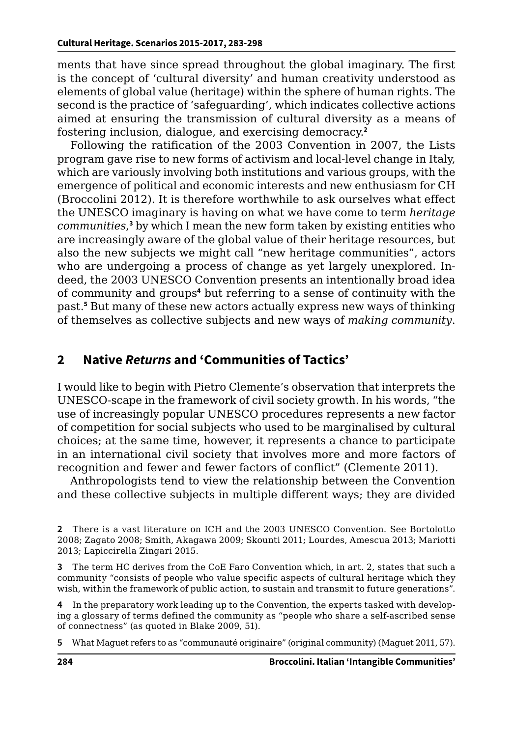ments that have since spread throughout the global imaginary. The first is the concept of 'cultural diversity' and human creativity understood as elements of global value (heritage) within the sphere of human rights. The second is the practice of 'safeguarding', which indicates collective actions aimed at ensuring the transmission of cultural diversity as a means of fostering inclusion, dialogue, and exercising democracy.[2]

Following the ratification of the 2003 Convention in 2007, the Lists program gave rise to new forms of activism and local-level change in Italy, which are variously involving both institutions and various groups, with the emergence of political and economic interests and new enthusiasm for CH (Broccolini 2012). It is therefore worthwhile to ask ourselves what effect the UNESCO imaginary is having on what we have come to term *heritage communities*,[3] by which I mean the new form taken by existing entities who are increasingly aware of the global value of their heritage resources, but also the new subjects we might call "new heritage communities", actors who are undergoing a process of change as yet largely unexplored. Indeed, the 2003 UNESCO Convention presents an intentionally broad idea of community and groups[4] but referring to a sense of continuity with the past.[5] But many of these new actors actually express new ways of thinking of themselves as collective subjects and new ways of *making community*.

## 2 Native *Returns* and 'Communities of Tactics'

I would like to begin with Pietro Clemente's observation that interprets the UNESCO-scape in the framework of civil society growth. In his words, "the use of increasingly popular UNESCO procedures represents a new factor of competition for social subjects who used to be marginalised by cultural choices; at the same time, however, it represents a chance to participate in an international civil society that involves more and more factors of recognition and fewer and fewer factors of conflict" (Clemente 2011).

Anthropologists tend to view the relationship between the Convention and these collective subjects in multiple different ways; they are divided

---

**2** There is a vast literature on ICH and the 2003 UNESCO Convention. See Bortolotto 2008; Zagato 2008; Smith, Akagawa 2009; Skounti 2011; Lourdes, Amescua 2013; Mariotti 2013; Lapiccirella Zingari 2015.

**3** The term HC derives from the CoE Faro Convention which, in art. 2, states that such a community "consists of people who value specific aspects of cultural heritage which they wish, within the framework of public action, to sustain and transmit to future generations".

**4** In the preparatory work leading up to the Convention, the experts tasked with developing a glossary of terms defined the community as "people who share a self-ascribed sense of connectness" (as quoted in Blake 2009, 51).

**5** What Maguet refers to as "communauté originaire" (original community) (Maguet 2011, 57).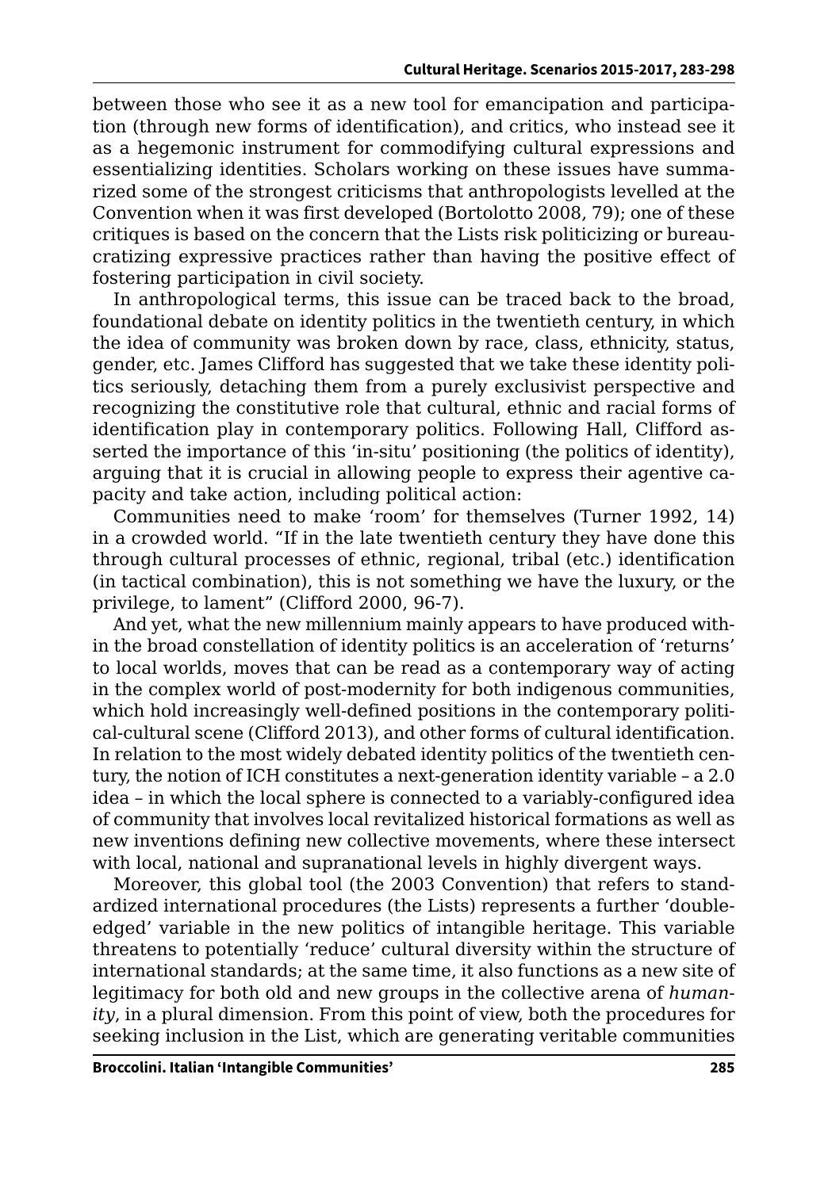between those who see it as a new tool for emancipation and participation (through new forms of identification), and critics, who instead see it as a hegemonic instrument for commodifying cultural expressions and essentializing identities. Scholars working on these issues have summarized some of the strongest criticisms that anthropologists levelled at the Convention when it was first developed (Bortolotto 2008, 79); one of these critiques is based on the concern that the Lists risk politicizing or bureaucratizing expressive practices rather than having the positive effect of fostering participation in civil society.

In anthropological terms, this issue can be traced back to the broad, foundational debate on identity politics in the twentieth century, in which the idea of community was broken down by race, class, ethnicity, status, gender, etc. James Clifford has suggested that we take these identity politics seriously, detaching them from a purely exclusivist perspective and recognizing the constitutive role that cultural, ethnic and racial forms of identification play in contemporary politics. Following Hall, Clifford asserted the importance of this 'in-situ' positioning (the politics of identity), arguing that it is crucial in allowing people to express their agentive capacity and take action, including political action:

Communities need to make 'room' for themselves (Turner 1992, 14) in a crowded world. "If in the late twentieth century they have done this through cultural processes of ethnic, regional, tribal (etc.) identification (in tactical combination), this is not something we have the luxury, or the privilege, to lament" (Clifford 2000, 96-7).

And yet, what the new millennium mainly appears to have produced within the broad constellation of identity politics is an acceleration of 'returns' to local worlds, moves that can be read as a contemporary way of acting in the complex world of post-modernity for both indigenous communities, which hold increasingly well-defined positions in the contemporary political-cultural scene (Clifford 2013), and other forms of cultural identification. In relation to the most widely debated identity politics of the twentieth century, the notion of ICH constitutes a next-generation identity variable – a 2.0 idea – in which the local sphere is connected to a variably-configured idea of community that involves local revitalized historical formations as well as new inventions defining new collective movements, where these intersect with local, national and supranational levels in highly divergent ways.

Moreover, this global tool (the 2003 Convention) that refers to standardized international procedures (the Lists) represents a further 'double-edged' variable in the new politics of intangible heritage. This variable threatens to potentially 'reduce' cultural diversity within the structure of international standards; at the same time, it also functions as a new site of legitimacy for both old and new groups in the collective arena of *humanity*, in a plural dimension. From this point of view, both the procedures for seeking inclusion in the List, which are generating veritable communities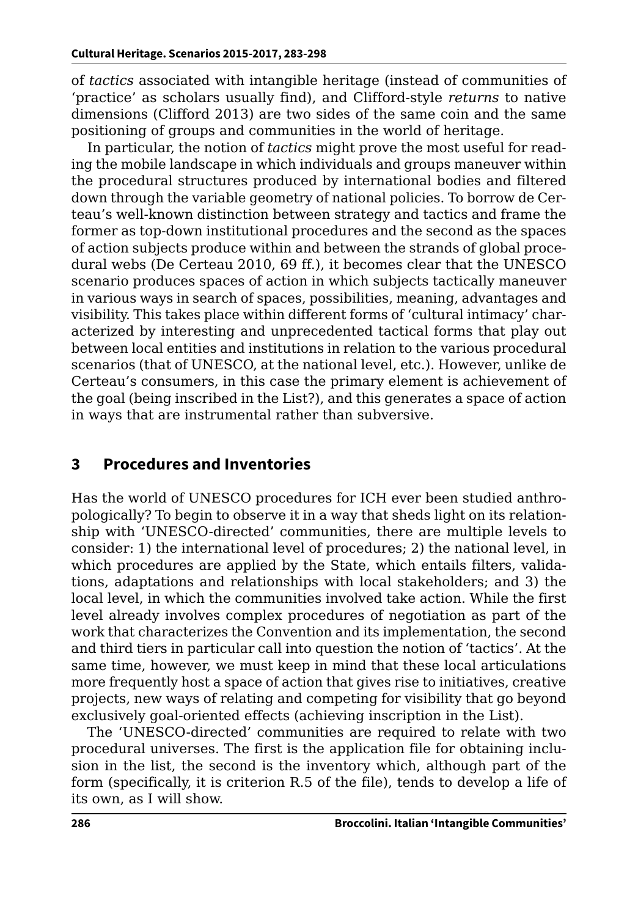of *tactics* associated with intangible heritage (instead of communities of 'practice' as scholars usually find), and Clifford-style *returns* to native dimensions (Clifford 2013) are two sides of the same coin and the same positioning of groups and communities in the world of heritage.

In particular, the notion of *tactics* might prove the most useful for reading the mobile landscape in which individuals and groups maneuver within the procedural structures produced by international bodies and filtered down through the variable geometry of national policies. To borrow de Certeau's well-known distinction between strategy and tactics and frame the former as top-down institutional procedures and the second as the spaces of action subjects produce within and between the strands of global procedural webs (De Certeau 2010, 69 ff.), it becomes clear that the UNESCO scenario produces spaces of action in which subjects tactically maneuver in various ways in search of spaces, possibilities, meaning, advantages and visibility. This takes place within different forms of 'cultural intimacy' characterized by interesting and unprecedented tactical forms that play out between local entities and institutions in relation to the various procedural scenarios (that of UNESCO, at the national level, etc.). However, unlike de Certeau's consumers, in this case the primary element is achievement of the goal (being inscribed in the List?), and this generates a space of action in ways that are instrumental rather than subversive.

## 3 Procedures and Inventories

Has the world of UNESCO procedures for ICH ever been studied anthropologically? To begin to observe it in a way that sheds light on its relationship with 'UNESCO-directed' communities, there are multiple levels to consider: 1) the international level of procedures; 2) the national level, in which procedures are applied by the State, which entails filters, validations, adaptations and relationships with local stakeholders; and 3) the local level, in which the communities involved take action. While the first level already involves complex procedures of negotiation as part of the work that characterizes the Convention and its implementation, the second and third tiers in particular call into question the notion of 'tactics'. At the same time, however, we must keep in mind that these local articulations more frequently host a space of action that gives rise to initiatives, creative projects, new ways of relating and competing for visibility that go beyond exclusively goal-oriented effects (achieving inscription in the List).

The 'UNESCO-directed' communities are required to relate with two procedural universes. The first is the application file for obtaining inclusion in the list, the second is the inventory which, although part of the form (specifically, it is criterion R.5 of the file), tends to develop a life of its own, as I will show.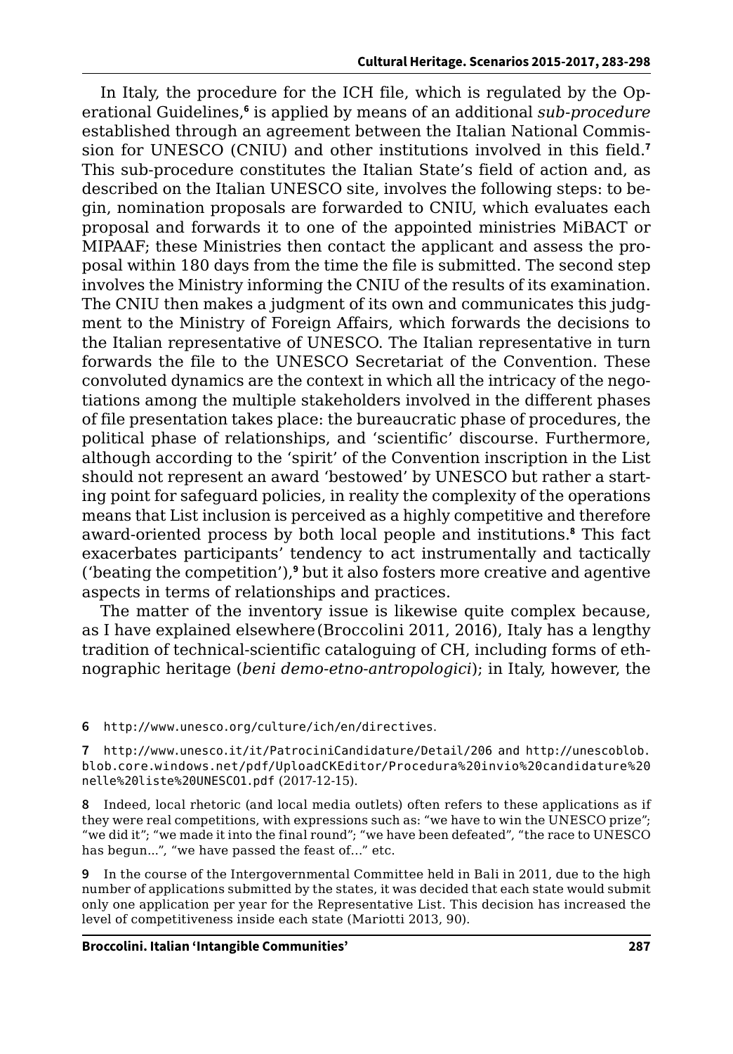In Italy, the procedure for the ICH file, which is regulated by the Operational Guidelines,[6] is applied by means of an additional *sub-procedure* established through an agreement between the Italian National Commission for UNESCO (CNIU) and other institutions involved in this field.[7] This sub-procedure constitutes the Italian State's field of action and, as described on the Italian UNESCO site, involves the following steps: to begin, nomination proposals are forwarded to CNIU, which evaluates each proposal and forwards it to one of the appointed ministries MiBACT or MIPAAF; these Ministries then contact the applicant and assess the proposal within 180 days from the time the file is submitted. The second step involves the Ministry informing the CNIU of the results of its examination. The CNIU then makes a judgment of its own and communicates this judgment to the Ministry of Foreign Affairs, which forwards the decisions to the Italian representative of UNESCO. The Italian representative in turn forwards the file to the UNESCO Secretariat of the Convention. These convoluted dynamics are the context in which all the intricacy of the negotiations among the multiple stakeholders involved in the different phases of file presentation takes place: the bureaucratic phase of procedures, the political phase of relationships, and 'scientific' discourse. Furthermore, although according to the 'spirit' of the Convention inscription in the List should not represent an award 'bestowed' by UNESCO but rather a starting point for safeguard policies, in reality the complexity of the operations means that List inclusion is perceived as a highly competitive and therefore award-oriented process by both local people and institutions.[8] This fact exacerbates participants' tendency to act instrumentally and tactically ('beating the competition'),[9] but it also fosters more creative and agentive aspects in terms of relationships and practices.

The matter of the inventory issue is likewise quite complex because, as I have explained elsewhere (Broccolini 2011, 2016), Italy has a lengthy tradition of technical-scientific cataloguing of CH, including forms of ethnographic heritage (*beni demo-etno-antropologici*); in Italy, however, the

---

**6** http://www.unesco.org/culture/ich/en/directives.

**7** http://www.unesco.it/it/PatrociniCandidature/Detail/206 and http://unescoblob.blob.core.windows.net/pdf/UploadCKEditor/Procedura%20invio%20candidature%20nelle%20liste%20UNESCO1.pdf (2017-12-15).

**8** Indeed, local rhetoric (and local media outlets) often refers to these applications as if they were real competitions, with expressions such as: "we have to win the UNESCO prize"; "we did it"; "we made it into the final round"; "we have been defeated", "the race to UNESCO has begun...", "we have passed the feast of..." etc.

**9** In the course of the Intergovernmental Committee held in Bali in 2011, due to the high number of applications submitted by the states, it was decided that each state would submit only one application per year for the Representative List. This decision has increased the level of competitiveness inside each state (Mariotti 2013, 90).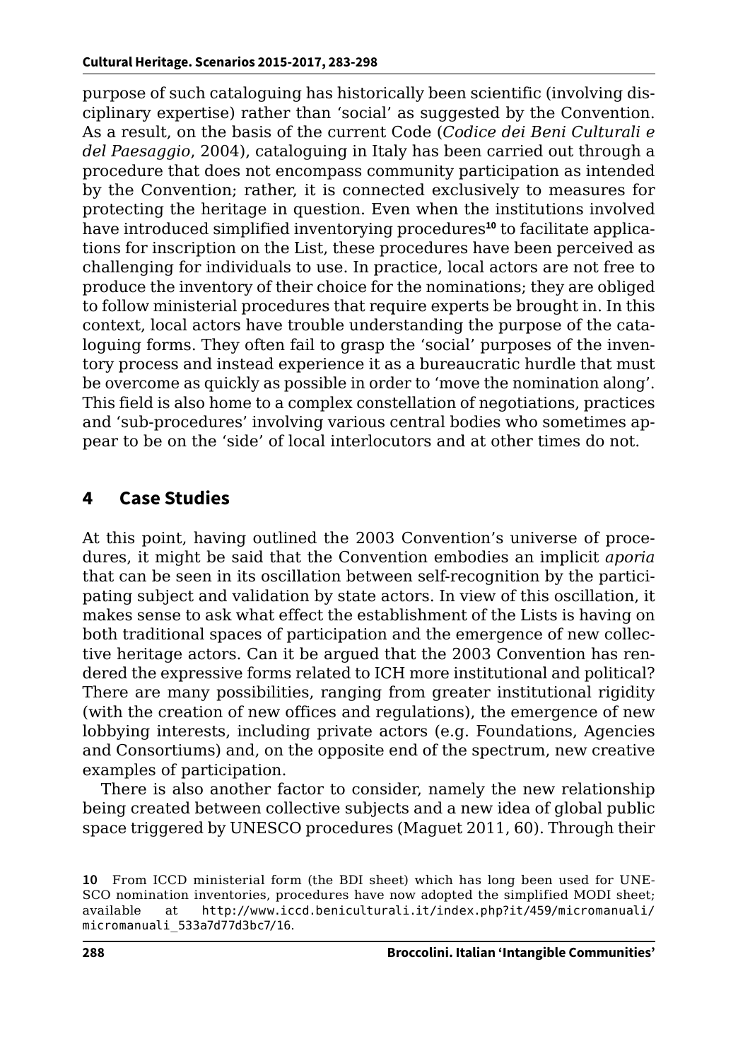purpose of such cataloguing has historically been scientific (involving disciplinary expertise) rather than 'social' as suggested by the Convention. As a result, on the basis of the current Code (*Codice dei Beni Culturali e del Paesaggio*, 2004), cataloguing in Italy has been carried out through a procedure that does not encompass community participation as intended by the Convention; rather, it is connected exclusively to measures for protecting the heritage in question. Even when the institutions involved have introduced simplified inventorying procedures[10] to facilitate applications for inscription on the List, these procedures have been perceived as challenging for individuals to use. In practice, local actors are not free to produce the inventory of their choice for the nominations; they are obliged to follow ministerial procedures that require experts be brought in. In this context, local actors have trouble understanding the purpose of the cataloguing forms. They often fail to grasp the 'social' purposes of the inventory process and instead experience it as a bureaucratic hurdle that must be overcome as quickly as possible in order to 'move the nomination along'. This field is also home to a complex constellation of negotiations, practices and 'sub-procedures' involving various central bodies who sometimes appear to be on the 'side' of local interlocutors and at other times do not.

## 4 Case Studies

At this point, having outlined the 2003 Convention's universe of procedures, it might be said that the Convention embodies an implicit *aporia* that can be seen in its oscillation between self-recognition by the participating subject and validation by state actors. In view of this oscillation, it makes sense to ask what effect the establishment of the Lists is having on both traditional spaces of participation and the emergence of new collective heritage actors. Can it be argued that the 2003 Convention has rendered the expressive forms related to ICH more institutional and political? There are many possibilities, ranging from greater institutional rigidity (with the creation of new offices and regulations), the emergence of new lobbying interests, including private actors (e.g. Foundations, Agencies and Consortiums) and, on the opposite end of the spectrum, new creative examples of participation.

There is also another factor to consider, namely the new relationship being created between collective subjects and a new idea of global public space triggered by UNESCO procedures (Maguet 2011, 60). Through their

10 From ICCD ministerial form (the BDI sheet) which has long been used for UNESCO nomination inventories, procedures have now adopted the simplified MODI sheet; available at http://www.iccd.beniculturali.it/index.php?it/459/micromanuali/micromanuali_533a7d77d3bc7/16.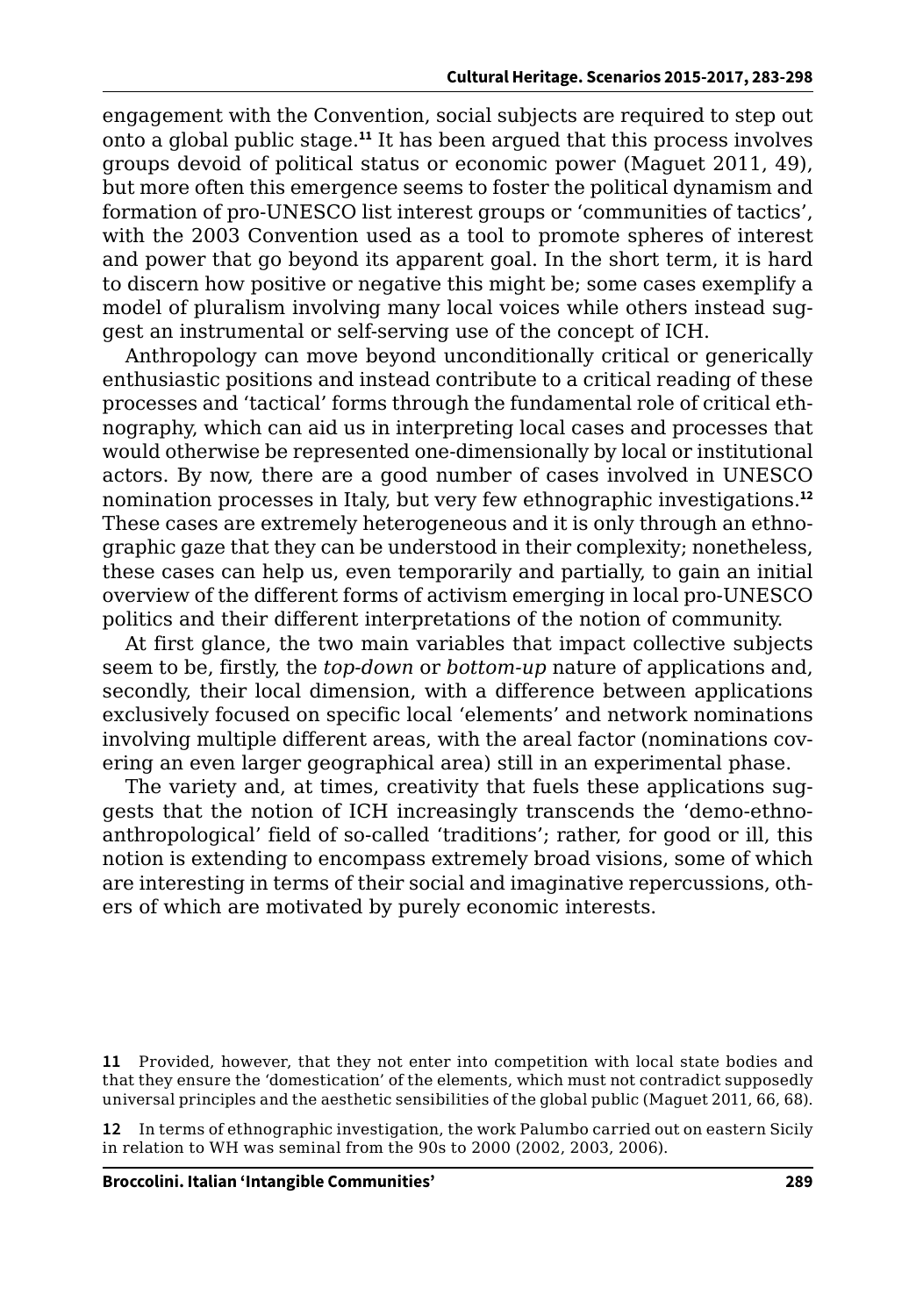engagement with the Convention, social subjects are required to step out onto a global public stage.[11] It has been argued that this process involves groups devoid of political status or economic power (Maguet 2011, 49), but more often this emergence seems to foster the political dynamism and formation of pro-UNESCO list interest groups or 'communities of tactics', with the 2003 Convention used as a tool to promote spheres of interest and power that go beyond its apparent goal. In the short term, it is hard to discern how positive or negative this might be; some cases exemplify a model of pluralism involving many local voices while others instead suggest an instrumental or self-serving use of the concept of ICH.

Anthropology can move beyond unconditionally critical or generically enthusiastic positions and instead contribute to a critical reading of these processes and 'tactical' forms through the fundamental role of critical ethnography, which can aid us in interpreting local cases and processes that would otherwise be represented one-dimensionally by local or institutional actors. By now, there are a good number of cases involved in UNESCO nomination processes in Italy, but very few ethnographic investigations.[12] These cases are extremely heterogeneous and it is only through an ethnographic gaze that they can be understood in their complexity; nonetheless, these cases can help us, even temporarily and partially, to gain an initial overview of the different forms of activism emerging in local pro-UNESCO politics and their different interpretations of the notion of community.

At first glance, the two main variables that impact collective subjects seem to be, firstly, the *top-down* or *bottom-up* nature of applications and, secondly, their local dimension, with a difference between applications exclusively focused on specific local 'elements' and network nominations involving multiple different areas, with the areal factor (nominations covering an even larger geographical area) still in an experimental phase.

The variety and, at times, creativity that fuels these applications suggests that the notion of ICH increasingly transcends the 'demo-ethno-anthropological' field of so-called 'traditions'; rather, for good or ill, this notion is extending to encompass extremely broad visions, some of which are interesting in terms of their social and imaginative repercussions, others of which are motivated by purely economic interests.

---

**11** Provided, however, that they not enter into competition with local state bodies and that they ensure the 'domestication' of the elements, which must not contradict supposedly universal principles and the aesthetic sensibilities of the global public (Maguet 2011, 66, 68).

**12** In terms of ethnographic investigation, the work Palumbo carried out on eastern Sicily in relation to WH was seminal from the 90s to 2000 (2002, 2003, 2006).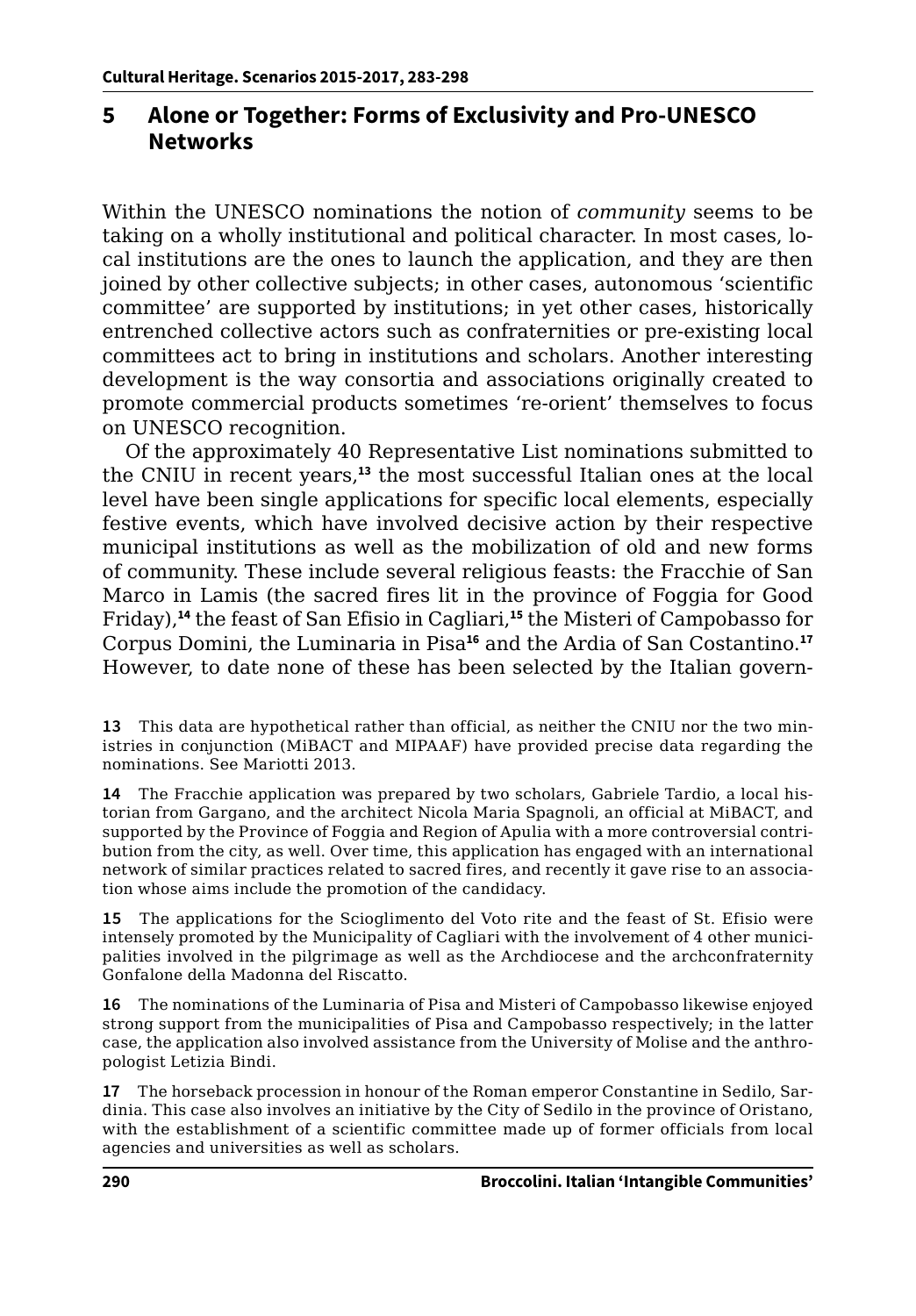## 5 Alone or Together: Forms of Exclusivity and Pro-UNESCO Networks

Within the UNESCO nominations the notion of *community* seems to be taking on a wholly institutional and political character. In most cases, local institutions are the ones to launch the application, and they are then joined by other collective subjects; in other cases, autonomous 'scientific committee' are supported by institutions; in yet other cases, historically entrenched collective actors such as confraternities or pre-existing local committees act to bring in institutions and scholars. Another interesting development is the way consortia and associations originally created to promote commercial products sometimes 're-orient' themselves to focus on UNESCO recognition.

Of the approximately 40 Representative List nominations submitted to the CNIU in recent years,[13] the most successful Italian ones at the local level have been single applications for specific local elements, especially festive events, which have involved decisive action by their respective municipal institutions as well as the mobilization of old and new forms of community. These include several religious feasts: the Fracchie of San Marco in Lamis (the sacred fires lit in the province of Foggia for Good Friday),[14] the feast of San Efisio in Cagliari,[15] the Misteri of Campobasso for Corpus Domini, the Luminaria in Pisa[16] and the Ardia of San Costantino.[17] However, to date none of these has been selected by the Italian govern-

**13** This data are hypothetical rather than official, as neither the CNIU nor the two ministries in conjunction (MiBACT and MIPAAF) have provided precise data regarding the nominations. See Mariotti 2013.

**14** The Fracchie application was prepared by two scholars, Gabriele Tardio, a local historian from Gargano, and the architect Nicola Maria Spagnoli, an official at MiBACT, and supported by the Province of Foggia and Region of Apulia with a more controversial contribution from the city, as well. Over time, this application has engaged with an international network of similar practices related to sacred fires, and recently it gave rise to an association whose aims include the promotion of the candidacy.

**15** The applications for the Scioglimento del Voto rite and the feast of St. Efisio were intensely promoted by the Municipality of Cagliari with the involvement of 4 other municipalities involved in the pilgrimage as well as the Archdiocese and the archconfraternity Gonfalone della Madonna del Riscatto.

**16** The nominations of the Luminaria of Pisa and Misteri of Campobasso likewise enjoyed strong support from the municipalities of Pisa and Campobasso respectively; in the latter case, the application also involved assistance from the University of Molise and the anthropologist Letizia Bindi.

**17** The horseback procession in honour of the Roman emperor Constantine in Sedilo, Sardinia. This case also involves an initiative by the City of Sedilo in the province of Oristano, with the establishment of a scientific committee made up of former officials from local agencies and universities as well as scholars.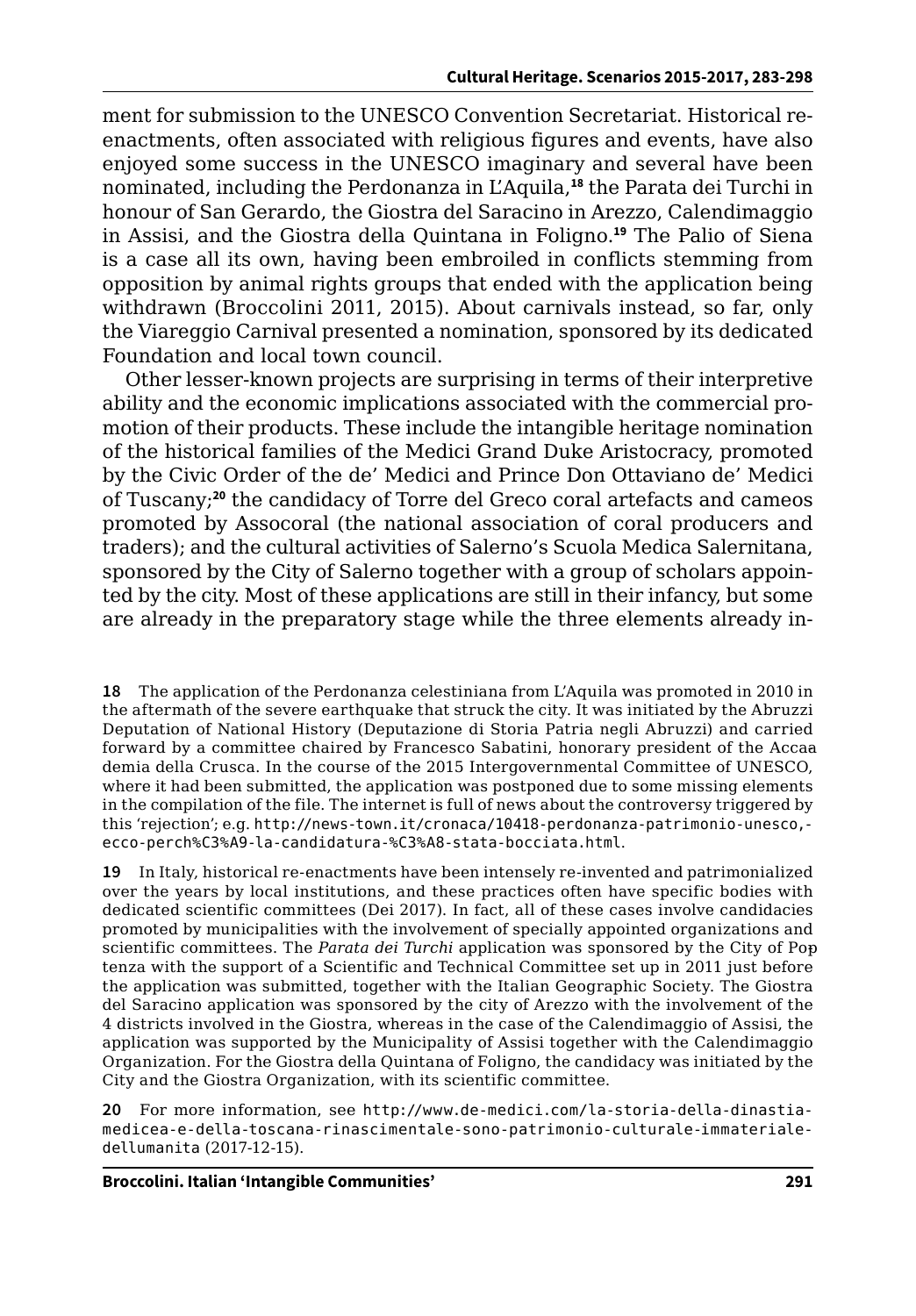ment for submission to the UNESCO Convention Secretariat. Historical re-enactments, often associated with religious figures and events, have also enjoyed some success in the UNESCO imaginary and several have been nominated, including the Perdonanza in L'Aquila,[18] the Parata dei Turchi in honour of San Gerardo, the Giostra del Saracino in Arezzo, Calendimaggio in Assisi, and the Giostra della Quintana in Foligno.[19] The Palio of Siena is a case all its own, having been embroiled in conflicts stemming from opposition by animal rights groups that ended with the application being withdrawn (Broccolini 2011, 2015). About carnivals instead, so far, only the Viareggio Carnival presented a nomination, sponsored by its dedicated Foundation and local town council.

Other lesser-known projects are surprising in terms of their interpretive ability and the economic implications associated with the commercial promotion of their products. These include the intangible heritage nomination of the historical families of the Medici Grand Duke Aristocracy, promoted by the Civic Order of the de' Medici and Prince Don Ottaviano de' Medici of Tuscany;[20] the candidacy of Torre del Greco coral artefacts and cameos promoted by Assocoral (the national association of coral producers and traders); and the cultural activities of Salerno's Scuola Medica Salernitana, sponsored by the City of Salerno together with a group of scholars appointed by the city. Most of these applications are still in their infancy, but some are already in the preparatory stage while the three elements already in-

**18** The application of the Perdonanza celestiniana from L'Aquila was promoted in 2010 in the aftermath of the severe earthquake that struck the city. It was initiated by the Abruzzi Deputation of National History (Deputazione di Storia Patria negli Abruzzi) and carried forward by a committee chaired by Francesco Sabatini, honorary president of the Accademia della Crusca. In the course of the 2015 Intergovernmental Committee of UNESCO, where it had been submitted, the application was postponed due to some missing elements in the compilation of the file. The internet is full of news about the controversy triggered by this 'rejection'; e.g. http://news-town.it/cronaca/10418-perdonanza-patrimonio-unesco,-ecco-perch%C3%A9-la-candidatura-%C3%A8-stata-bocciata.html.

**19** In Italy, historical re-enactments have been intensely re-invented and patrimonialized over the years by local institutions, and these practices often have specific bodies with dedicated scientific committees (Dei 2017). In fact, all of these cases involve candidacies promoted by municipalities with the involvement of specially appointed organizations and scientific committees. The *Parata dei Turchi* application was sponsored by the City of Potenza with the support of a Scientific and Technical Committee set up in 2011 just before the application was submitted, together with the Italian Geographic Society. The Giostra del Saracino application was sponsored by the city of Arezzo with the involvement of the 4 districts involved in the Giostra, whereas in the case of the Calendimaggio of Assisi, the application was supported by the Municipality of Assisi together with the Calendimaggio Organization. For the Giostra della Quintana of Foligno, the candidacy was initiated by the City and the Giostra Organization, with its scientific committee.

**20** For more information, see http://www.de-medici.com/la-storia-della-dinastia-medicea-e-della-toscana-rinascimentale-sono-patrimonio-culturale-immateriale-dellumanita (2017-12-15).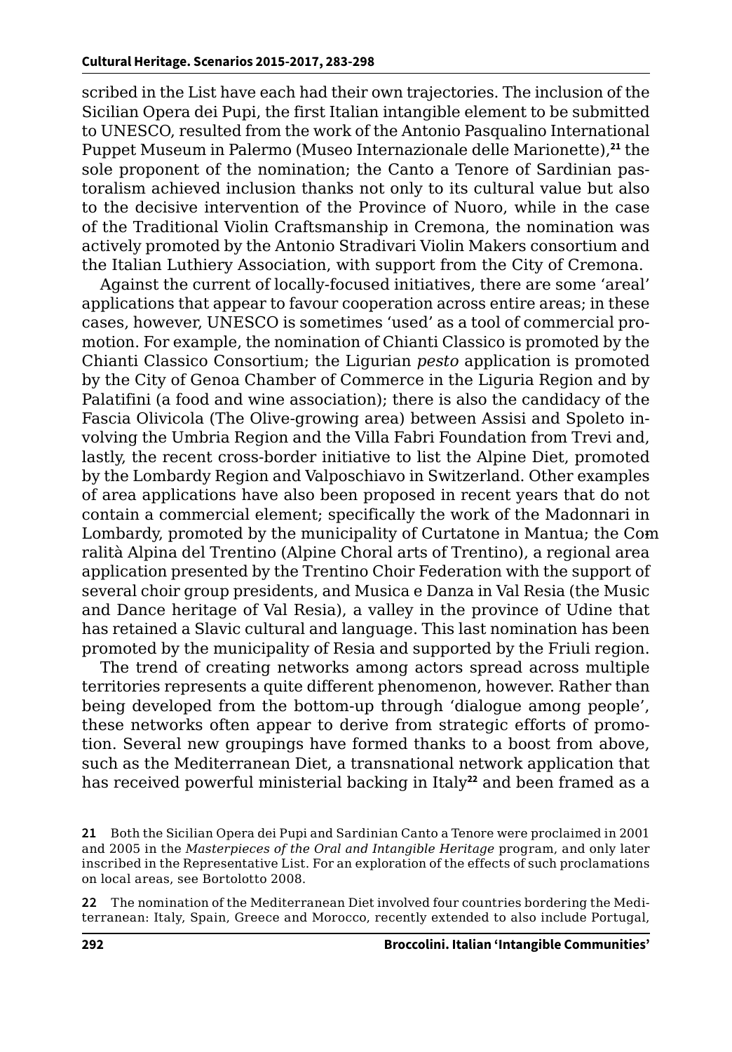scribed in the List have each had their own trajectories. The inclusion of the Sicilian Opera dei Pupi, the first Italian intangible element to be submitted to UNESCO, resulted from the work of the Antonio Pasqualino International Puppet Museum in Palermo (Museo Internazionale delle Marionette),[21] the sole proponent of the nomination; the Canto a Tenore of Sardinian pastoralism achieved inclusion thanks not only to its cultural value but also to the decisive intervention of the Province of Nuoro, while in the case of the Traditional Violin Craftsmanship in Cremona, the nomination was actively promoted by the Antonio Stradivari Violin Makers consortium and the Italian Luthiery Association, with support from the City of Cremona.

Against the current of locally-focused initiatives, there are some 'areal' applications that appear to favour cooperation across entire areas; in these cases, however, UNESCO is sometimes 'used' as a tool of commercial promotion. For example, the nomination of Chianti Classico is promoted by the Chianti Classico Consortium; the Ligurian *pesto* application is promoted by the City of Genoa Chamber of Commerce in the Liguria Region and by Palatifini (a food and wine association); there is also the candidacy of the Fascia Olivicola (The Olive-growing area) between Assisi and Spoleto involving the Umbria Region and the Villa Fabri Foundation from Trevi and, lastly, the recent cross-border initiative to list the Alpine Diet, promoted by the Lombardy Region and Valposchiavo in Switzerland. Other examples of area applications have also been proposed in recent years that do not contain a commercial element; specifically the work of the Madonnari in Lombardy, promoted by the municipality of Curtatone in Mantua; the Coralità Alpina del Trentino (Alpine Choral arts of Trentino), a regional area application presented by the Trentino Choir Federation with the support of several choir group presidents, and Musica e Danza in Val Resia (the Music and Dance heritage of Val Resia), a valley in the province of Udine that has retained a Slavic cultural and language. This last nomination has been promoted by the municipality of Resia and supported by the Friuli region.

The trend of creating networks among actors spread across multiple territories represents a quite different phenomenon, however. Rather than being developed from the bottom-up through 'dialogue among people', these networks often appear to derive from strategic efforts of promotion. Several new groupings have formed thanks to a boost from above, such as the Mediterranean Diet, a transnational network application that has received powerful ministerial backing in Italy[22] and been framed as a

**21** Both the Sicilian Opera dei Pupi and Sardinian Canto a Tenore were proclaimed in 2001 and 2005 in the *Masterpieces of the Oral and Intangible Heritage* program, and only later inscribed in the Representative List. For an exploration of the effects of such proclamations on local areas, see Bortolotto 2008.

**22** The nomination of the Mediterranean Diet involved four countries bordering the Mediterranean: Italy, Spain, Greece and Morocco, recently extended to also include Portugal,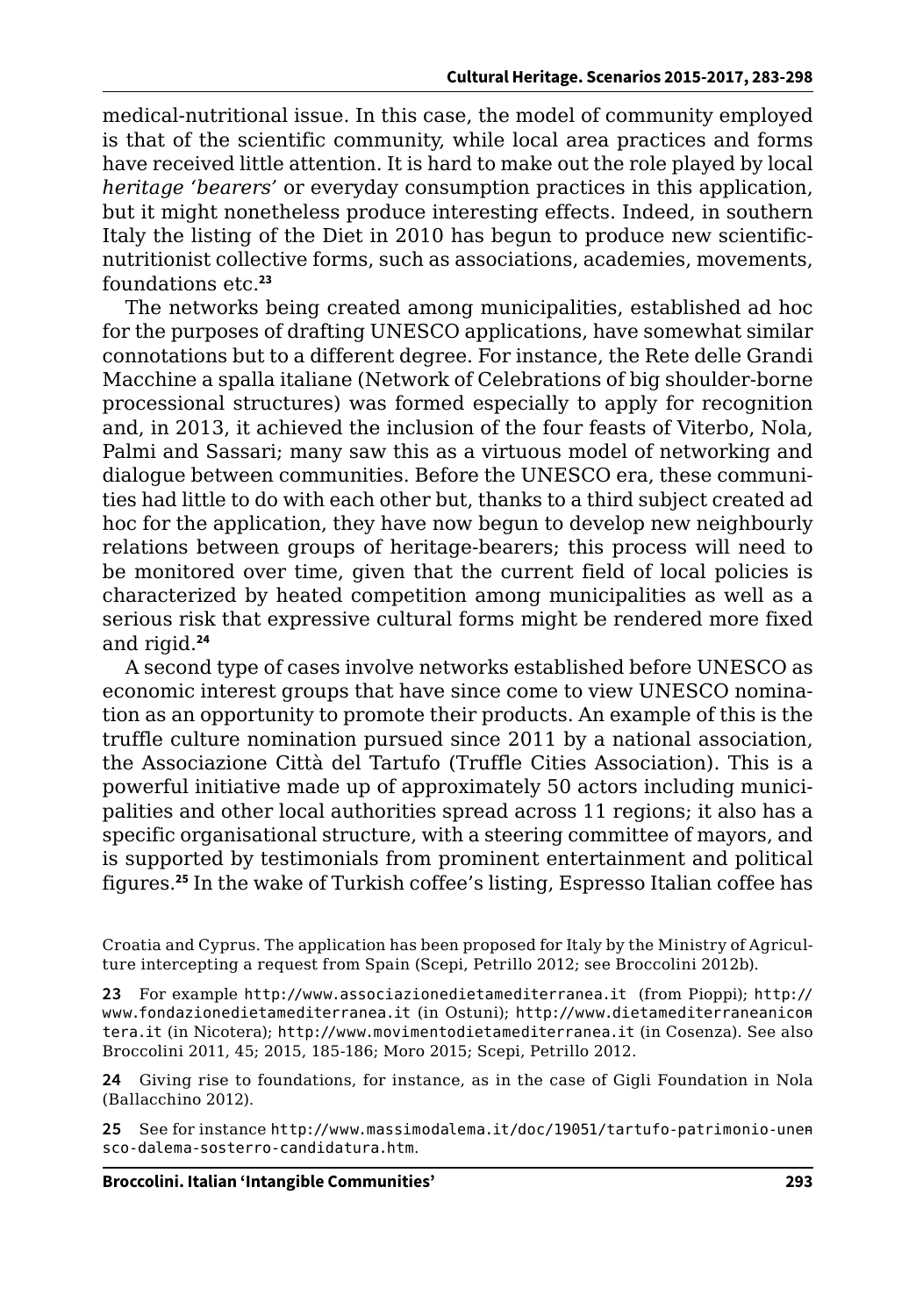medical-nutritional issue. In this case, the model of community employed is that of the scientific community, while local area practices and forms have received little attention. It is hard to make out the role played by local *heritage 'bearers'* or everyday consumption practices in this application, but it might nonetheless produce interesting effects. Indeed, in southern Italy the listing of the Diet in 2010 has begun to produce new scientific-nutritionist collective forms, such as associations, academies, movements, foundations etc.[23]

The networks being created among municipalities, established ad hoc for the purposes of drafting UNESCO applications, have somewhat similar connotations but to a different degree. For instance, the Rete delle Grandi Macchine a spalla italiane (Network of Celebrations of big shoulder-borne processional structures) was formed especially to apply for recognition and, in 2013, it achieved the inclusion of the four feasts of Viterbo, Nola, Palmi and Sassari; many saw this as a virtuous model of networking and dialogue between communities. Before the UNESCO era, these communities had little to do with each other but, thanks to a third subject created ad hoc for the application, they have now begun to develop new neighbourly relations between groups of heritage-bearers; this process will need to be monitored over time, given that the current field of local policies is characterized by heated competition among municipalities as well as a serious risk that expressive cultural forms might be rendered more fixed and rigid.[24]

A second type of cases involve networks established before UNESCO as economic interest groups that have since come to view UNESCO nomination as an opportunity to promote their products. An example of this is the truffle culture nomination pursued since 2011 by a national association, the Associazione Città del Tartufo (Truffle Cities Association). This is a powerful initiative made up of approximately 50 actors including municipalities and other local authorities spread across 11 regions; it also has a specific organisational structure, with a steering committee of mayors, and is supported by testimonials from prominent entertainment and political figures.[25] In the wake of Turkish coffee's listing, Espresso Italian coffee has

Croatia and Cyprus. The application has been proposed for Italy by the Ministry of Agriculture intercepting a request from Spain (Scepi, Petrillo 2012; see Broccolini 2012b).

23 For example http://www.associazionedietamediterranea.it (from Pioppi); http://www.fondazionedietamediterranea.it (in Ostuni); http://www.dietamediterraneanicotera.it (in Nicotera); http://www.movimentodietamediterranea.it (in Cosenza). See also Broccolini 2011, 45; 2015, 185-186; Moro 2015; Scepi, Petrillo 2012.

24 Giving rise to foundations, for instance, as in the case of Gigli Foundation in Nola (Ballacchino 2012).

25 See for instance http://www.massimodalema.it/doc/19051/tartufo-patrimonio-unesco-dalema-sosterro-candidatura.htm.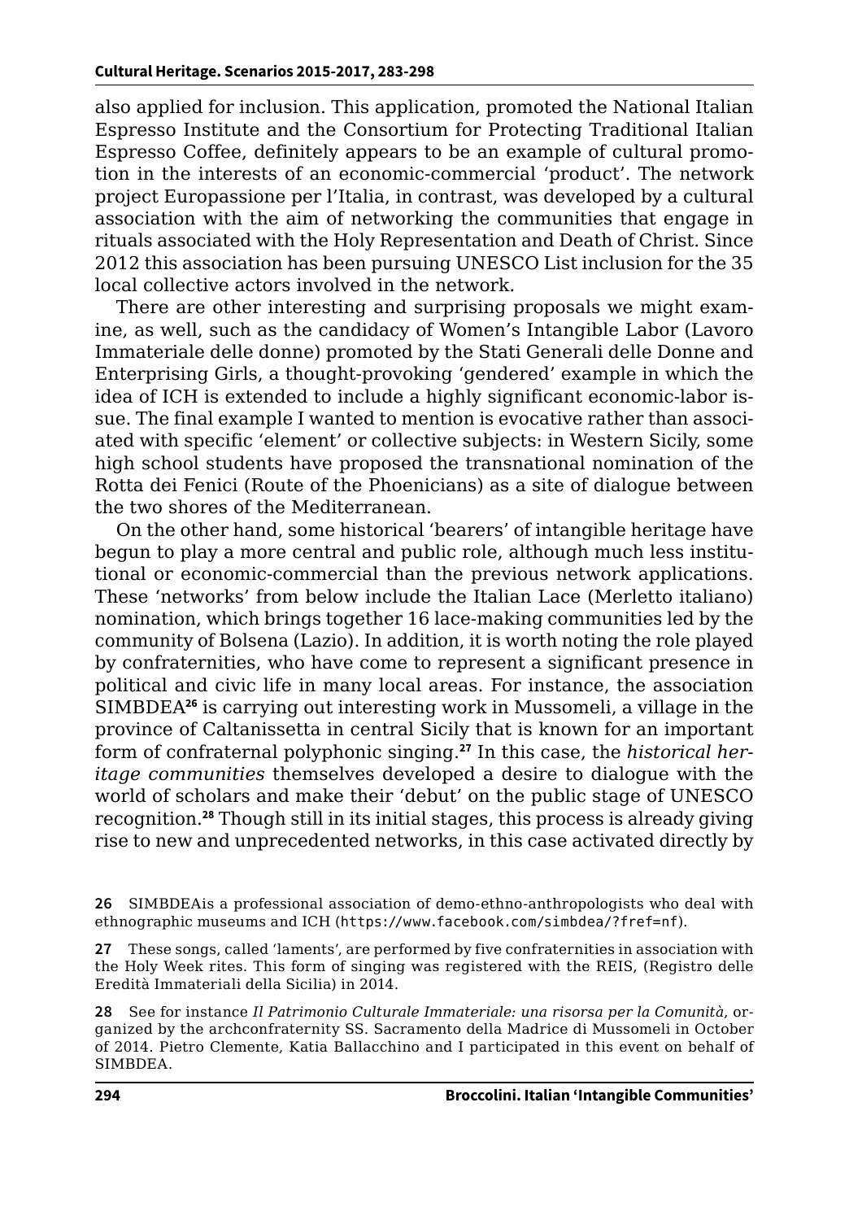also applied for inclusion. This application, promoted the National Italian Espresso Institute and the Consortium for Protecting Traditional Italian Espresso Coffee, definitely appears to be an example of cultural promotion in the interests of an economic-commercial 'product'. The network project Europassione per l'Italia, in contrast, was developed by a cultural association with the aim of networking the communities that engage in rituals associated with the Holy Representation and Death of Christ. Since 2012 this association has been pursuing UNESCO List inclusion for the 35 local collective actors involved in the network.

There are other interesting and surprising proposals we might examine, as well, such as the candidacy of Women's Intangible Labor (Lavoro Immateriale delle donne) promoted by the Stati Generali delle Donne and Enterprising Girls, a thought-provoking 'gendered' example in which the idea of ICH is extended to include a highly significant economic-labor issue. The final example I wanted to mention is evocative rather than associated with specific 'element' or collective subjects: in Western Sicily, some high school students have proposed the transnational nomination of the Rotta dei Fenici (Route of the Phoenicians) as a site of dialogue between the two shores of the Mediterranean.

On the other hand, some historical 'bearers' of intangible heritage have begun to play a more central and public role, although much less institutional or economic-commercial than the previous network applications. These 'networks' from below include the Italian Lace (Merletto italiano) nomination, which brings together 16 lace-making communities led by the community of Bolsena (Lazio). In addition, it is worth noting the role played by confraternities, who have come to represent a significant presence in political and civic life in many local areas. For instance, the association SIMBDEA[26] is carrying out interesting work in Mussomeli, a village in the province of Caltanissetta in central Sicily that is known for an important form of confraternal polyphonic singing.[27] In this case, the *historical heritage communities* themselves developed a desire to dialogue with the world of scholars and make their 'debut' on the public stage of UNESCO recognition.[28] Though still in its initial stages, this process is already giving rise to new and unprecedented networks, in this case activated directly by

26 SIMBDEAis a professional association of demo-ethno-anthropologists who deal with ethnographic museums and ICH (https://www.facebook.com/simbdea/?fref=nf).

27 These songs, called 'laments', are performed by five confraternities in association with the Holy Week rites. This form of singing was registered with the REIS, (Registro delle Eredità Immateriali della Sicilia) in 2014.

28 See for instance *Il Patrimonio Culturale Immateriale: una risorsa per la Comunità*, organized by the archconfraternity SS. Sacramento della Madrice di Mussomeli in October of 2014. Pietro Clemente, Katia Ballacchino and I participated in this event on behalf of SIMBDEA.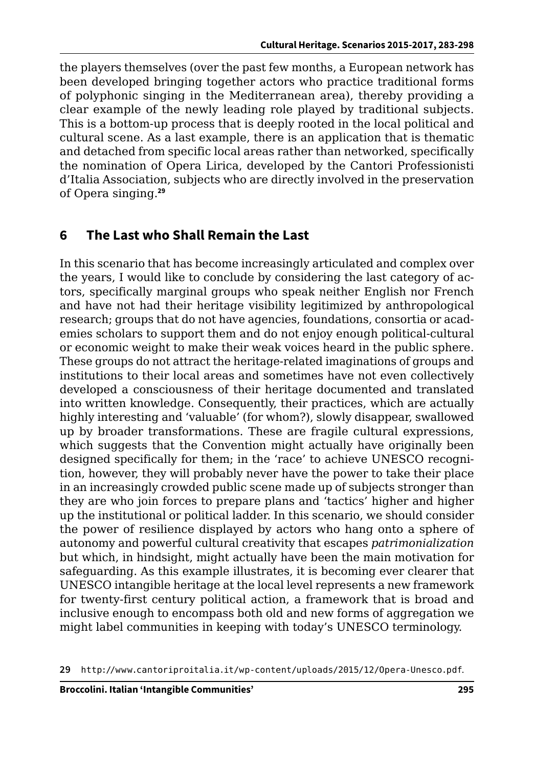the players themselves (over the past few months, a European network has been developed bringing together actors who practice traditional forms of polyphonic singing in the Mediterranean area), thereby providing a clear example of the newly leading role played by traditional subjects. This is a bottom-up process that is deeply rooted in the local political and cultural scene. As a last example, there is an application that is thematic and detached from specific local areas rather than networked, specifically the nomination of Opera Lirica, developed by the Cantori Professionisti d'Italia Association, subjects who are directly involved in the preservation of Opera singing.[29]

## 6 The Last who Shall Remain the Last

In this scenario that has become increasingly articulated and complex over the years, I would like to conclude by considering the last category of actors, specifically marginal groups who speak neither English nor French and have not had their heritage visibility legitimized by anthropological research; groups that do not have agencies, foundations, consortia or academies scholars to support them and do not enjoy enough political-cultural or economic weight to make their weak voices heard in the public sphere. These groups do not attract the heritage-related imaginations of groups and institutions to their local areas and sometimes have not even collectively developed a consciousness of their heritage documented and translated into written knowledge. Consequently, their practices, which are actually highly interesting and 'valuable' (for whom?), slowly disappear, swallowed up by broader transformations. These are fragile cultural expressions, which suggests that the Convention might actually have originally been designed specifically for them; in the 'race' to achieve UNESCO recognition, however, they will probably never have the power to take their place in an increasingly crowded public scene made up of subjects stronger than they are who join forces to prepare plans and 'tactics' higher and higher up the institutional or political ladder. In this scenario, we should consider the power of resilience displayed by actors who hang onto a sphere of autonomy and powerful cultural creativity that escapes *patrimonialization* but which, in hindsight, might actually have been the main motivation for safeguarding. As this example illustrates, it is becoming ever clearer that UNESCO intangible heritage at the local level represents a new framework for twenty-first century political action, a framework that is broad and inclusive enough to encompass both old and new forms of aggregation we might label communities in keeping with today's UNESCO terminology.

29 http://www.cantoriproitalia.it/wp-content/uploads/2015/12/Opera-Unesco.pdf.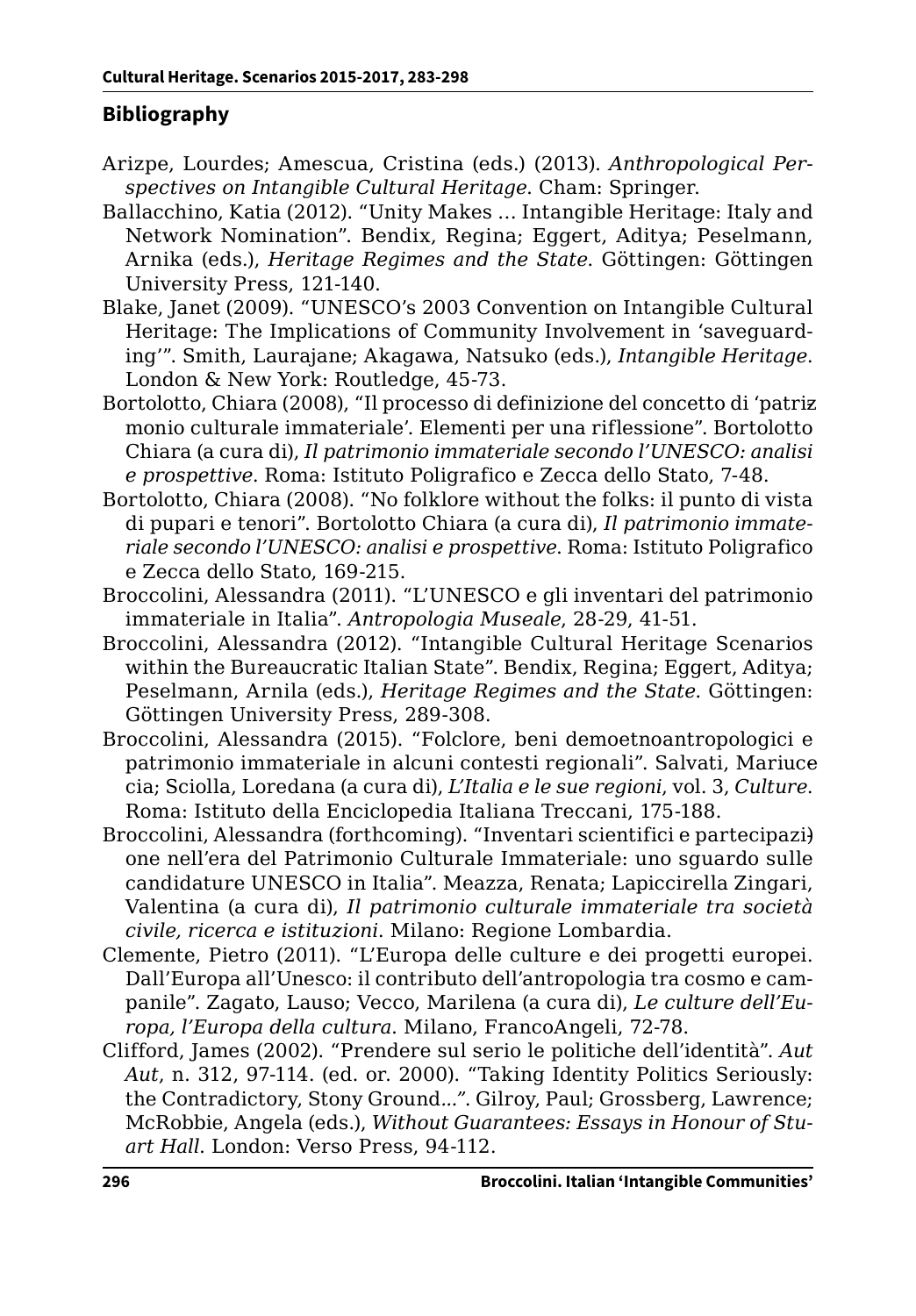## Bibliography

Arizpe, Lourdes; Amescua, Cristina (eds.) (2013). *Anthropological Perspectives on Intangible Cultural Heritage*. Cham: Springer.

Ballacchino, Katia (2012). "Unity Makes … Intangible Heritage: Italy and Network Nomination". Bendix, Regina; Eggert, Aditya; Peselmann, Arnika (eds.), *Heritage Regimes and the State*. Göttingen: Göttingen University Press, 121-140.

Blake, Janet (2009). "UNESCO's 2003 Convention on Intangible Cultural Heritage: The Implications of Community Involvement in 'safeguarding'". Smith, Laurajane; Akagawa, Natsuko (eds.), *Intangible Heritage*. London & New York: Routledge, 45-73.

Bortolotto, Chiara (2008), "Il processo di definizione del concetto di 'patriz monio culturale immateriale'. Elementi per una riflessione". Bortolotto Chiara (a cura di), *Il patrimonio immateriale secondo l'UNESCO: analisi e prospettive*. Roma: Istituto Poligrafico e Zecca dello Stato, 7-48.

Bortolotto, Chiara (2008). "No folklore without the folks: il punto di vista di pupari e tenori". Bortolotto Chiara (a cura di), *Il patrimonio immateriale secondo l'UNESCO: analisi e prospettive*. Roma: Istituto Poligrafico e Zecca dello Stato, 169-215.

Broccolini, Alessandra (2011). "L'UNESCO e gli inventari del patrimonio immateriale in Italia". *Antropologia Museale*, 28-29, 41-51.

Broccolini, Alessandra (2012). "Intangible Cultural Heritage Scenarios within the Bureaucratic Italian State". Bendix, Regina; Eggert, Aditya; Peselmann, Arnila (eds.), *Heritage Regimes and the State*. Göttingen: Göttingen University Press, 289-308.

Broccolini, Alessandra (2015). "Folclore, beni demoetnoantropologici e patrimonio immateriale in alcuni contesti regionali". Salvati, Mariuce cia; Sciolla, Loredana (a cura di), *L'Italia e le sue regioni*, vol. 3, *Culture*. Roma: Istituto della Enciclopedia Italiana Treccani, 175-188.

Broccolini, Alessandra (forthcoming). "Inventari scientifici e partecipazi) one nell'era del Patrimonio Culturale Immateriale: uno sguardo sulle candidature UNESCO in Italia". Meazza, Renata; Lapiccirella Zingari, Valentina (a cura di), *Il patrimonio culturale immateriale tra società civile, ricerca e istituzioni*. Milano: Regione Lombardia.

Clemente, Pietro (2011). "L'Europa delle culture e dei progetti europei. Dall'Europa all'Unesco: il contributo dell'antropologia tra cosmo e campanile". Zagato, Lauso; Vecco, Marilena (a cura di), *Le culture dell'Europa, l'Europa della cultura*. Milano, FrancoAngeli, 72-78.

Clifford, James (2002). "Prendere sul serio le politiche dell'identità". *Aut Aut*, n. 312, 97-114. (ed. or. 2000). "Taking Identity Politics Seriously: the Contradictory, Stony Ground...". Gilroy, Paul; Grossberg, Lawrence; McRobbie, Angela (eds.), *Without Guarantees: Essays in Honour of Stuart Hall*. London: Verso Press, 94-112.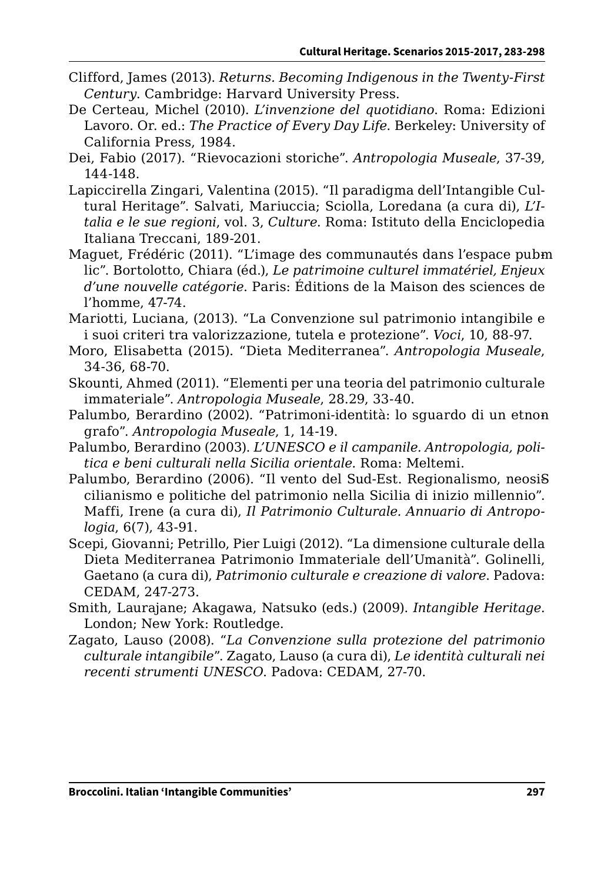Clifford, James (2013). *Returns. Becoming Indigenous in the Twenty-First Century*. Cambridge: Harvard University Press.

De Certeau, Michel (2010). *L'invenzione del quotidiano*. Roma: Edizioni Lavoro. Or. ed.: *The Practice of Every Day Life*. Berkeley: University of California Press, 1984.

Dei, Fabio (2017). "Rievocazioni storiche". *Antropologia Museale*, 37-39, 144-148.

Lapiccirella Zingari, Valentina (2015). "Il paradigma dell'Intangible Cultural Heritage". Salvati, Mariuccia; Sciolla, Loredana (a cura di), *L'Italia e le sue regioni*, vol. 3, *Culture*. Roma: Istituto della Enciclopedia Italiana Treccani, 189-201.

Maguet, Frédéric (2011). "L'image des communautés dans l'espace public". Bortolotto, Chiara (éd.), *Le patrimoine culturel immatériel, Enjeux d'une nouvelle catégorie*. Paris: Éditions de la Maison des sciences de l'homme, 47-74.

Mariotti, Luciana, (2013). "La Convenzione sul patrimonio intangibile e i suoi criteri tra valorizzazione, tutela e protezione". *Voci*, 10, 88-97.

Moro, Elisabetta (2015). "Dieta Mediterranea". *Antropologia Museale*, 34-36, 68-70.

Skounti, Ahmed (2011). "Elementi per una teoria del patrimonio culturale immateriale". *Antropologia Museale*, 28.29, 33-40.

Palumbo, Berardino (2002). "Patrimoni-identità: lo sguardo di un etnografo". *Antropologia Museale*, 1, 14-19.

Palumbo, Berardino (2003). *L'UNESCO e il campanile. Antropologia, politica e beni culturali nella Sicilia orientale*. Roma: Meltemi.

Palumbo, Berardino (2006). "Il vento del Sud-Est. Regionalismo, neosicilianismo e politiche del patrimonio nella Sicilia di inizio millennio". Maffi, Irene (a cura di), *Il Patrimonio Culturale. Annuario di Antropologia*, 6(7), 43-91.

Scepi, Giovanni; Petrillo, Pier Luigi (2012). "La dimensione culturale della Dieta Mediterranea Patrimonio Immateriale dell'Umanità". Golinelli, Gaetano (a cura di), *Patrimonio culturale e creazione di valore*. Padova: CEDAM, 247-273.

Smith, Laurajane; Akagawa, Natsuko (eds.) (2009). *Intangible Heritage*. London; New York: Routledge.

Zagato, Lauso (2008). "*La Convenzione sulla protezione del patrimonio culturale intangibile*". Zagato, Lauso (a cura di), *Le identità culturali nei recenti strumenti UNESCO*. Padova: CEDAM, 27-70.